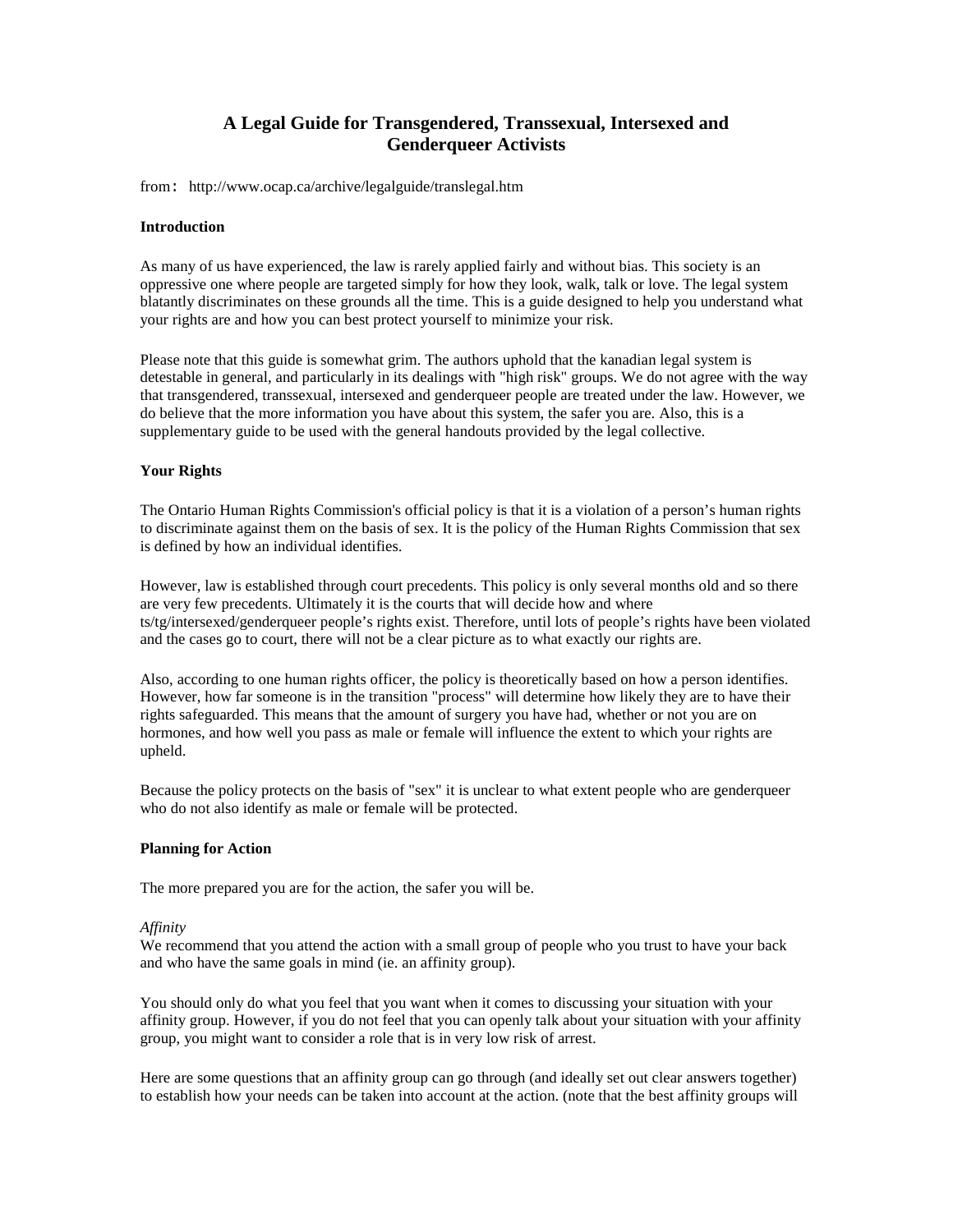# A Legal Guide for Transgendered, Transsexual, Intersexed and Genderqueer Activists

from: http://www.ocap.ca/archive/legalguide/translegal.htm

**Introduction**

As many of us have experienced, the law is rarely applied fairly and without bias. This society is an oppressive one where people are targeted simply for how they look, walk, talk or love. The legal system blatantly discriminates on these grounds all the time. This is a guide designed to help you understand what your rights are and how you can best protect yourself to minimize your risk.

Please note that this guide is somewhat grim. The authors uphold that the kanadian legal system is detestable in general, and particularly in its dealings with "high risk" groups. We do not agree with the way that transgendered, transsexual, intersexed and genderqueer people are treated under the law. However, we do believe that the more information you have about this system, the safer you are. Also, this is a supplementary guide to be used with the general handouts provided by the legal collective.

**Your Rights**

The Ontario Human Rights Commission's official policy is that it is a violation of a person's human rights to discriminate against them on the basis of sex. It is the policy of the Human Rights Commission that sex is defined by how an individual identifies.

However, law is established through court precedents. This policy is only several months old and so there are very few precedents. Ultimately it is the courts that will decide how and where ts/tg/intersexed/genderqueer people's rights exist. Therefore, until lots of people's rights have been violated and the cases go to court, there will not be a clear picture as to what exactly our rights are.

Also, according to one human rights officer, the policy is theoretically based on how a person identifies. However, how far someone is in the transition "process" will determine how likely they are to have their rights safeguarded. This means that the amount of surgery you have had, whether or not you are on hormones, and how well you pass as male or female will influence the extent to which your rights are upheld.

Because the policy protects on the basis of "sex" it is unclear to what extent people who are genderqueer who do not also identify as male or female will be protected.

**Planning for Action**

The more prepared you are for the action, the safer you will be.

*Affinity*
We recommend that you attend the action with a small group of people who you trust to have your back and who have the same goals in mind (ie. an affinity group).

You should only do what you feel that you want when it comes to discussing your situation with your affinity group. However, if you do not feel that you can openly talk about your situation with your affinity group, you might want to consider a role that is in very low risk of arrest.

Here are some questions that an affinity group can go through (and ideally set out clear answers together) to establish how your needs can be taken into account at the action. (note that the best affinity groups will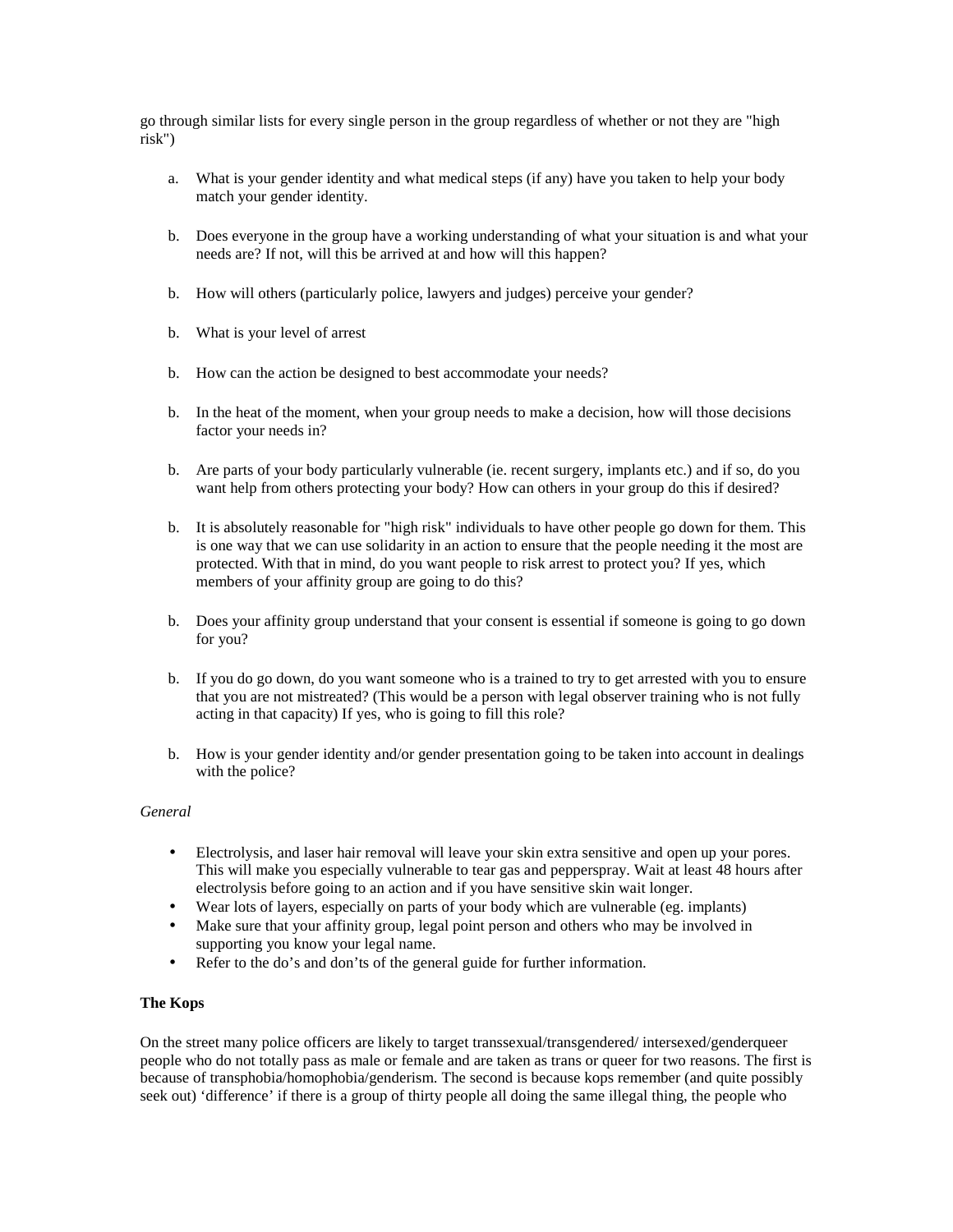go through similar lists for every single person in the group regardless of whether or not they are "high risk")

a. What is your gender identity and what medical steps (if any) have you taken to help your body match your gender identity.

b. Does everyone in the group have a working understanding of what your situation is and what your needs are? If not, will this be arrived at and how will this happen?

b. How will others (particularly police, lawyers and judges) perceive your gender?

b. What is your level of arrest

b. How can the action be designed to best accommodate your needs?

b. In the heat of the moment, when your group needs to make a decision, how will those decisions factor your needs in?

b. Are parts of your body particularly vulnerable (ie. recent surgery, implants etc.) and if so, do you want help from others protecting your body? How can others in your group do this if desired?

b. It is absolutely reasonable for "high risk" individuals to have other people go down for them. This is one way that we can use solidarity in an action to ensure that the people needing it the most are protected. With that in mind, do you want people to risk arrest to protect you? If yes, which members of your affinity group are going to do this?

b. Does your affinity group understand that your consent is essential if someone is going to go down for you?

b. If you do go down, do you want someone who is a trained to try to get arrested with you to ensure that you are not mistreated? (This would be a person with legal observer training who is not fully acting in that capacity) If yes, who is going to fill this role?

b. How is your gender identity and/or gender presentation going to be taken into account in dealings with the police?

*General*

- Electrolysis, and laser hair removal will leave your skin extra sensitive and open up your pores. This will make you especially vulnerable to tear gas and pepperspray. Wait at least 48 hours after electrolysis before going to an action and if you have sensitive skin wait longer.
- Wear lots of layers, especially on parts of your body which are vulnerable (eg. implants)
- Make sure that your affinity group, legal point person and others who may be involved in supporting you know your legal name.
- Refer to the do's and don'ts of the general guide for further information.

**The Kops**

On the street many police officers are likely to target transsexual/transgendered/ intersexed/genderqueer people who do not totally pass as male or female and are taken as trans or queer for two reasons. The first is because of transphobia/homophobia/genderism. The second is because kops remember (and quite possibly seek out) 'difference' if there is a group of thirty people all doing the same illegal thing, the people who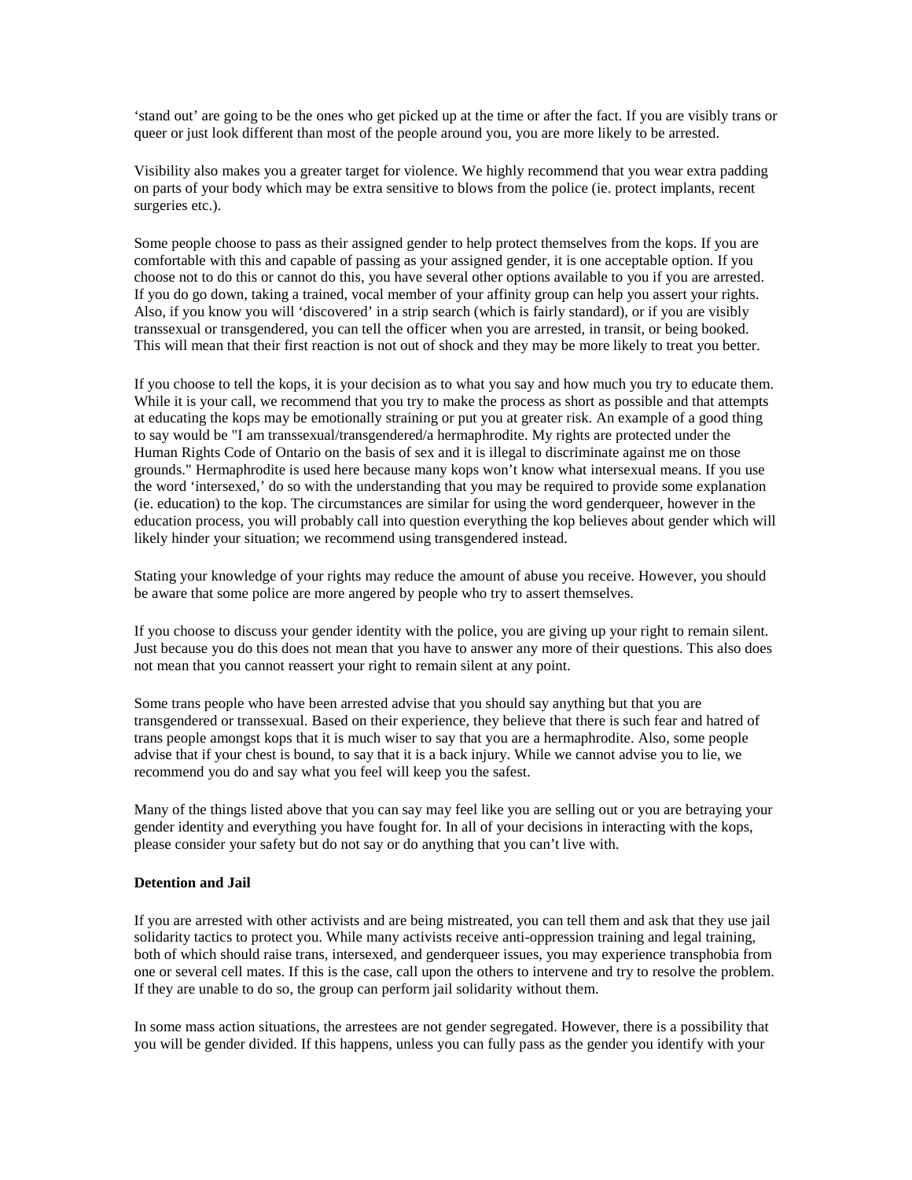'stand out' are going to be the ones who get picked up at the time or after the fact. If you are visibly trans or queer or just look different than most of the people around you, you are more likely to be arrested.

Visibility also makes you a greater target for violence. We highly recommend that you wear extra padding on parts of your body which may be extra sensitive to blows from the police (ie. protect implants, recent surgeries etc.).

Some people choose to pass as their assigned gender to help protect themselves from the kops. If you are comfortable with this and capable of passing as your assigned gender, it is one acceptable option. If you choose not to do this or cannot do this, you have several other options available to you if you are arrested. If you do go down, taking a trained, vocal member of your affinity group can help you assert your rights. Also, if you know you will 'discovered' in a strip search (which is fairly standard), or if you are visibly transsexual or transgendered, you can tell the officer when you are arrested, in transit, or being booked. This will mean that their first reaction is not out of shock and they may be more likely to treat you better.

If you choose to tell the kops, it is your decision as to what you say and how much you try to educate them. While it is your call, we recommend that you try to make the process as short as possible and that attempts at educating the kops may be emotionally straining or put you at greater risk. An example of a good thing to say would be "I am transsexual/transgendered/a hermaphrodite. My rights are protected under the Human Rights Code of Ontario on the basis of sex and it is illegal to discriminate against me on those grounds." Hermaphrodite is used here because many kops won't know what intersexual means. If you use the word 'intersexed,' do so with the understanding that you may be required to provide some explanation (ie. education) to the kop. The circumstances are similar for using the word genderqueer, however in the education process, you will probably call into question everything the kop believes about gender which will likely hinder your situation; we recommend using transgendered instead.

Stating your knowledge of your rights may reduce the amount of abuse you receive. However, you should be aware that some police are more angered by people who try to assert themselves.

If you choose to discuss your gender identity with the police, you are giving up your right to remain silent. Just because you do this does not mean that you have to answer any more of their questions. This also does not mean that you cannot reassert your right to remain silent at any point.

Some trans people who have been arrested advise that you should say anything but that you are transgendered or transsexual. Based on their experience, they believe that there is such fear and hatred of trans people amongst kops that it is much wiser to say that you are a hermaphrodite. Also, some people advise that if your chest is bound, to say that it is a back injury. While we cannot advise you to lie, we recommend you do and say what you feel will keep you the safest.

Many of the things listed above that you can say may feel like you are selling out or you are betraying your gender identity and everything you have fought for. In all of your decisions in interacting with the kops, please consider your safety but do not say or do anything that you can't live with.

**Detention and Jail**

If you are arrested with other activists and are being mistreated, you can tell them and ask that they use jail solidarity tactics to protect you. While many activists receive anti-oppression training and legal training, both of which should raise trans, intersexed, and genderqueer issues, you may experience transphobia from one or several cell mates. If this is the case, call upon the others to intervene and try to resolve the problem. If they are unable to do so, the group can perform jail solidarity without them.

In some mass action situations, the arrestees are not gender segregated. However, there is a possibility that you will be gender divided. If this happens, unless you can fully pass as the gender you identify with your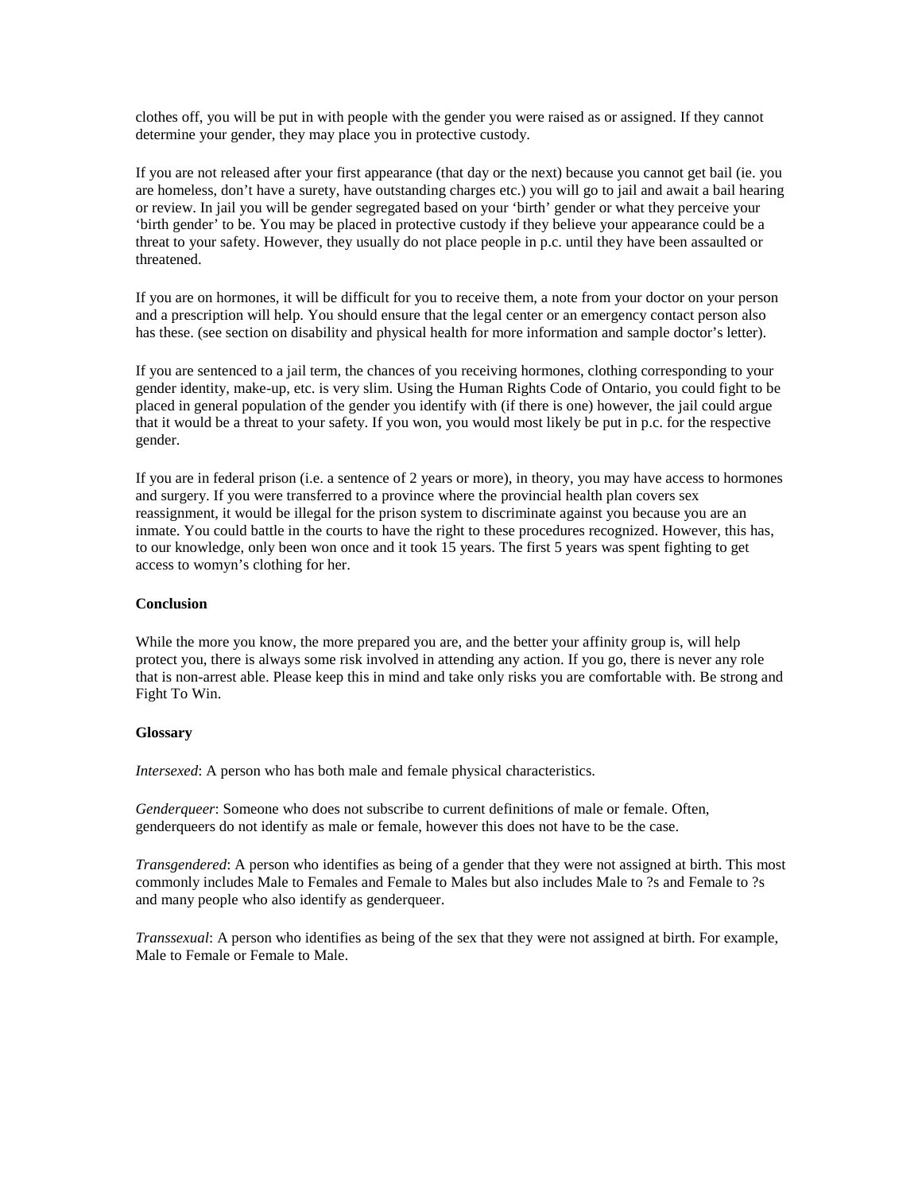clothes off, you will be put in with people with the gender you were raised as or assigned. If they cannot determine your gender, they may place you in protective custody.

If you are not released after your first appearance (that day or the next) because you cannot get bail (ie. you are homeless, don't have a surety, have outstanding charges etc.) you will go to jail and await a bail hearing or review. In jail you will be gender segregated based on your 'birth' gender or what they perceive your 'birth gender' to be. You may be placed in protective custody if they believe your appearance could be a threat to your safety. However, they usually do not place people in p.c. until they have been assaulted or threatened.

If you are on hormones, it will be difficult for you to receive them, a note from your doctor on your person and a prescription will help. You should ensure that the legal center or an emergency contact person also has these. (see section on disability and physical health for more information and sample doctor's letter).

If you are sentenced to a jail term, the chances of you receiving hormones, clothing corresponding to your gender identity, make-up, etc. is very slim. Using the Human Rights Code of Ontario, you could fight to be placed in general population of the gender you identify with (if there is one) however, the jail could argue that it would be a threat to your safety. If you won, you would most likely be put in p.c. for the respective gender.

If you are in federal prison (i.e. a sentence of 2 years or more), in theory, you may have access to hormones and surgery. If you were transferred to a province where the provincial health plan covers sex reassignment, it would be illegal for the prison system to discriminate against you because you are an inmate. You could battle in the courts to have the right to these procedures recognized. However, this has, to our knowledge, only been won once and it took 15 years. The first 5 years was spent fighting to get access to womyn's clothing for her.

**Conclusion**

While the more you know, the more prepared you are, and the better your affinity group is, will help protect you, there is always some risk involved in attending any action. If you go, there is never any role that is non-arrest able. Please keep this in mind and take only risks you are comfortable with. Be strong and Fight To Win.

**Glossary**

*Intersexed*: A person who has both male and female physical characteristics.

*Genderqueer*: Someone who does not subscribe to current definitions of male or female. Often, genderqueers do not identify as male or female, however this does not have to be the case.

*Transgendered*: A person who identifies as being of a gender that they were not assigned at birth. This most commonly includes Male to Females and Female to Males but also includes Male to ?s and Female to ?s and many people who also identify as genderqueer.

*Transsexual*: A person who identifies as being of the sex that they were not assigned at birth. For example, Male to Female or Female to Male.